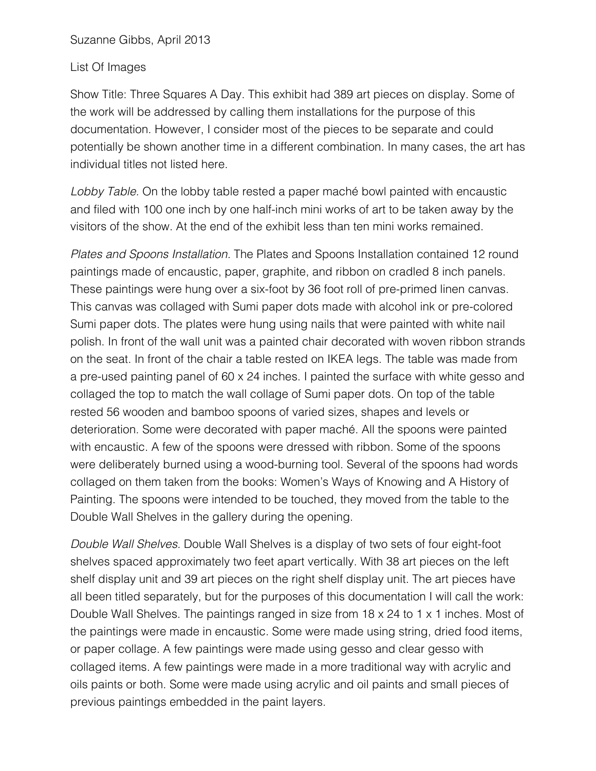Suzanne Gibbs, April 2013

List Of Images

Show Title: Three Squares A Day. This exhibit had 389 art pieces on display. Some of the work will be addressed by calling them installations for the purpose of this documentation. However, I consider most of the pieces to be separate and could potentially be shown another time in a different combination. In many cases, the art has individual titles not listed here.

*Lobby Table.* On the lobby table rested a paper maché bowl painted with encaustic and filed with 100 one inch by one half-inch mini works of art to be taken away by the visitors of the show. At the end of the exhibit less than ten mini works remained.

*Plates and Spoons Installation.* The Plates and Spoons Installation contained 12 round paintings made of encaustic, paper, graphite, and ribbon on cradled 8 inch panels. These paintings were hung over a six-foot by 36 foot roll of pre-primed linen canvas. This canvas was collaged with Sumi paper dots made with alcohol ink or pre-colored Sumi paper dots. The plates were hung using nails that were painted with white nail polish. In front of the wall unit was a painted chair decorated with woven ribbon strands on the seat. In front of the chair a table rested on IKEA legs. The table was made from a pre-used painting panel of 60 x 24 inches. I painted the surface with white gesso and collaged the top to match the wall collage of Sumi paper dots. On top of the table rested 56 wooden and bamboo spoons of varied sizes, shapes and levels or deterioration. Some were decorated with paper maché. All the spoons were painted with encaustic. A few of the spoons were dressed with ribbon. Some of the spoons were deliberately burned using a wood-burning tool. Several of the spoons had words collaged on them taken from the books: Women's Ways of Knowing and A History of Painting. The spoons were intended to be touched, they moved from the table to the Double Wall Shelves in the gallery during the opening.

*Double Wall Shelves.* Double Wall Shelves is a display of two sets of four eight-foot shelves spaced approximately two feet apart vertically. With 38 art pieces on the left shelf display unit and 39 art pieces on the right shelf display unit. The art pieces have all been titled separately, but for the purposes of this documentation I will call the work: Double Wall Shelves. The paintings ranged in size from 18 x 24 to 1 x 1 inches. Most of the paintings were made in encaustic. Some were made using string, dried food items, or paper collage. A few paintings were made using gesso and clear gesso with collaged items. A few paintings were made in a more traditional way with acrylic and oils paints or both. Some were made using acrylic and oil paints and small pieces of previous paintings embedded in the paint layers.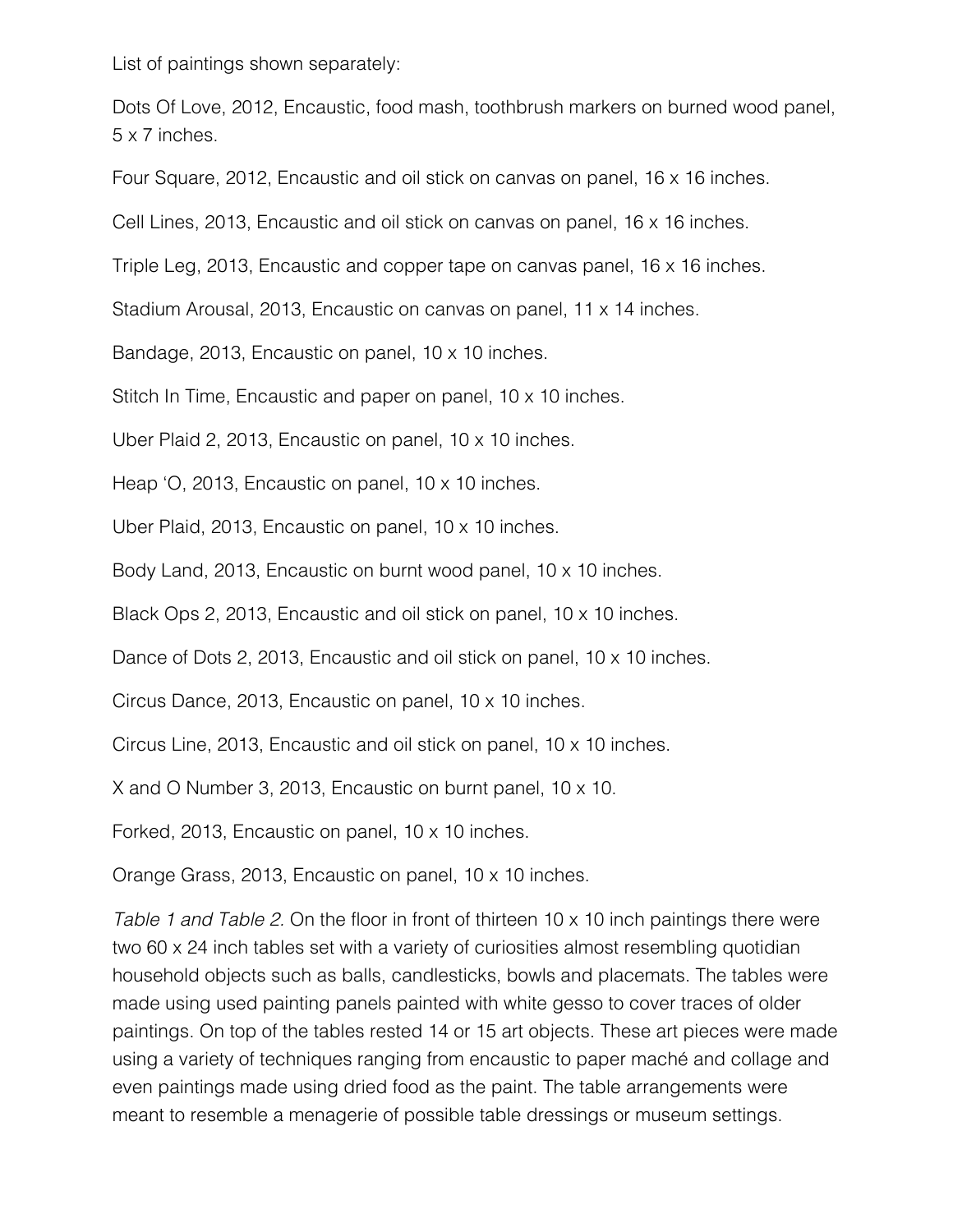List of paintings shown separately:

Dots Of Love, 2012, Encaustic, food mash, toothbrush markers on burned wood panel, 5 x 7 inches.

Four Square, 2012, Encaustic and oil stick on canvas on panel, 16 x 16 inches.

Cell Lines, 2013, Encaustic and oil stick on canvas on panel, 16 x 16 inches.

Triple Leg, 2013, Encaustic and copper tape on canvas panel, 16 x 16 inches.

Stadium Arousal, 2013, Encaustic on canvas on panel, 11 x 14 inches.

Bandage, 2013, Encaustic on panel, 10 x 10 inches.

Stitch In Time, Encaustic and paper on panel, 10 x 10 inches.

Uber Plaid 2, 2013, Encaustic on panel, 10 x 10 inches.

Heap ‘O, 2013, Encaustic on panel, 10 x 10 inches.

Uber Plaid, 2013, Encaustic on panel, 10 x 10 inches.

Body Land, 2013, Encaustic on burnt wood panel, 10 x 10 inches.

Black Ops 2, 2013, Encaustic and oil stick on panel, 10 x 10 inches.

Dance of Dots 2, 2013, Encaustic and oil stick on panel, 10 x 10 inches.

Circus Dance, 2013, Encaustic on panel, 10 x 10 inches.

Circus Line, 2013, Encaustic and oil stick on panel, 10 x 10 inches.

X and O Number 3, 2013, Encaustic on burnt panel, 10 x 10.

Forked, 2013, Encaustic on panel, 10 x 10 inches.

Orange Grass, 2013, Encaustic on panel, 10 x 10 inches.

*Table 1 and Table 2.* On the floor in front of thirteen 10 x 10 inch paintings there were two 60 x 24 inch tables set with a variety of curiosities almost resembling quotidian household objects such as balls, candlesticks, bowls and placemats. The tables were made using used painting panels painted with white gesso to cover traces of older paintings. On top of the tables rested 14 or 15 art objects. These art pieces were made using a variety of techniques ranging from encaustic to paper maché and collage and even paintings made using dried food as the paint. The table arrangements were meant to resemble a menagerie of possible table dressings or museum settings.